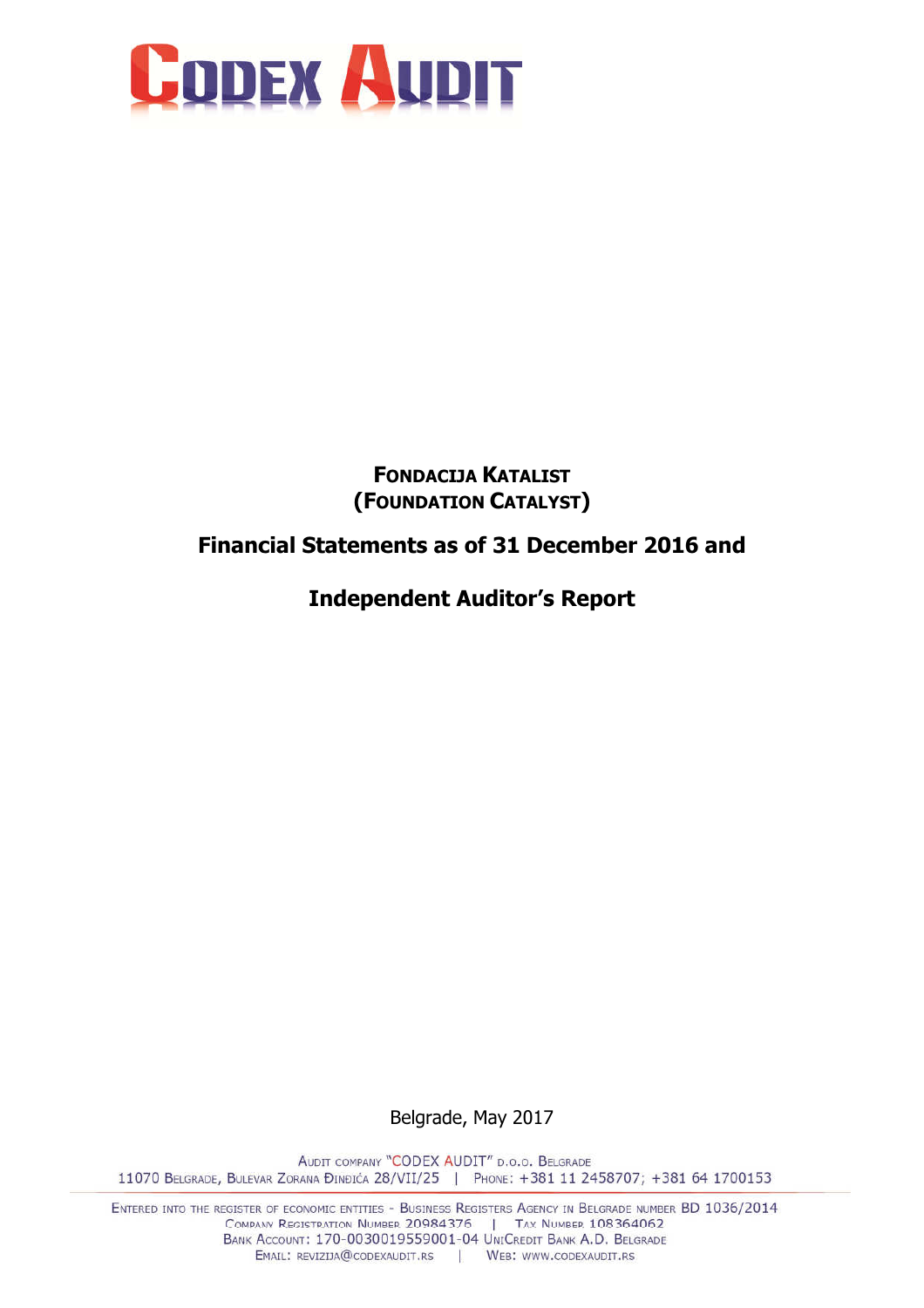# CODEX AUDIT

**FONDACIJA KATALIST**
**(FOUNDATION CATALYST)**

## Financial Statements as of 31 December 2016 and

## Independent Auditor's Report

Belgrade, May 2017

AUDIT COMPANY "CODEX AUDIT" D.O.O. BELGRADE
11070 BELGRADE, BULEVAR ZORANA ĐINĐIĆA 28/VII/25 | PHONE: +381 11 2458707; +381 64 1700153

ENTERED INTO THE REGISTER OF ECONOMIC ENTITIES - BUSINESS REGISTERS AGENCY IN BELGRADE NUMBER BD 1036/2014
COMPANY REGISTRATION NUMBER 20984376 | TAX NUMBER 108364062
BANK ACCOUNT: 170-0030019559001-04 UNICREDIT BANK A.D. BELGRADE
EMAIL: REVIZIJA@CODEXAUDIT.RS | WEB: WWW.CODEXAUDIT.RS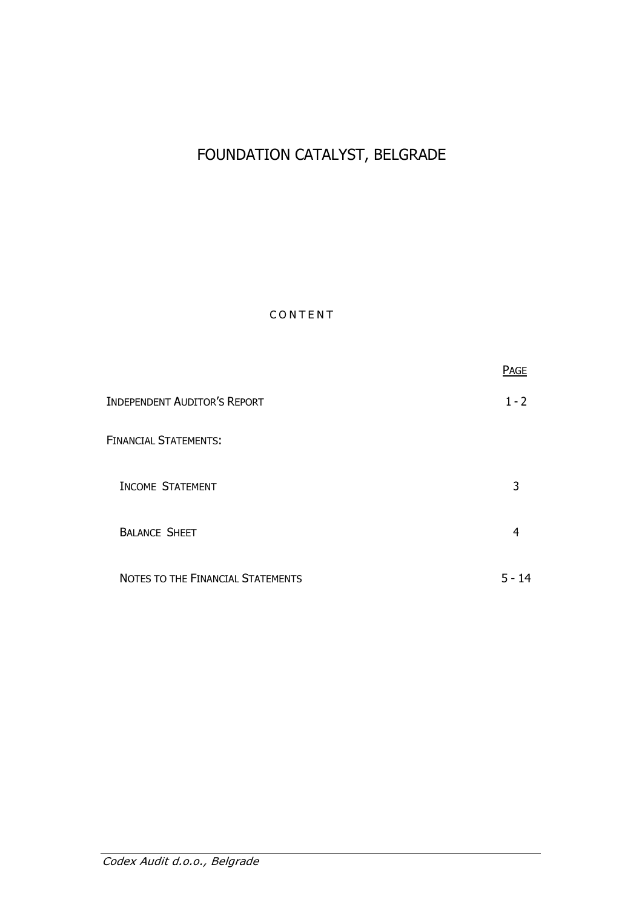# FOUNDATION CATALYST, BELGRADE

## CONTENT

| | PAGE |
|---|---|
| INDEPENDENT AUDITOR'S REPORT | 1 - 2 |
| FINANCIAL STATEMENTS: | |
| INCOME STATEMENT | 3 |
| BALANCE SHEET | 4 |
| NOTES TO THE FINANCIAL STATEMENTS | 5 - 14 |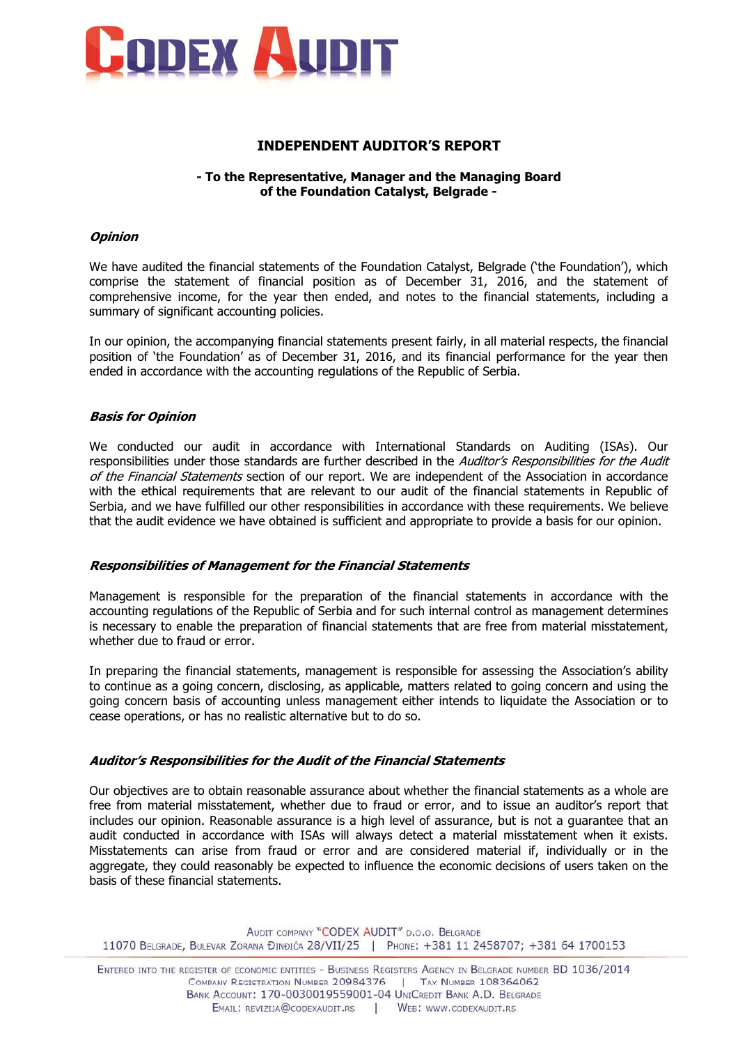# CODEX AUDIT

## INDEPENDENT AUDITOR'S REPORT

**- To the Representative, Manager and the Managing Board of the Foundation Catalyst, Belgrade -**

### *Opinion*

We have audited the financial statements of the Foundation Catalyst, Belgrade ('the Foundation'), which comprise the statement of financial position as of December 31, 2016, and the statement of comprehensive income, for the year then ended, and notes to the financial statements, including a summary of significant accounting policies.

In our opinion, the accompanying financial statements present fairly, in all material respects, the financial position of 'the Foundation' as of December 31, 2016, and its financial performance for the year then ended in accordance with the accounting regulations of the Republic of Serbia.

### *Basis for Opinion*

We conducted our audit in accordance with International Standards on Auditing (ISAs). Our responsibilities under those standards are further described in the *Auditor's Responsibilities for the Audit of the Financial Statements* section of our report. We are independent of the Association in accordance with the ethical requirements that are relevant to our audit of the financial statements in Republic of Serbia, and we have fulfilled our other responsibilities in accordance with these requirements. We believe that the audit evidence we have obtained is sufficient and appropriate to provide a basis for our opinion.

### *Responsibilities of Management for the Financial Statements*

Management is responsible for the preparation of the financial statements in accordance with the accounting regulations of the Republic of Serbia and for such internal control as management determines is necessary to enable the preparation of financial statements that are free from material misstatement, whether due to fraud or error.

In preparing the financial statements, management is responsible for assessing the Association's ability to continue as a going concern, disclosing, as applicable, matters related to going concern and using the going concern basis of accounting unless management either intends to liquidate the Association or to cease operations, or has no realistic alternative but to do so.

### *Auditor's Responsibilities for the Audit of the Financial Statements*

Our objectives are to obtain reasonable assurance about whether the financial statements as a whole are free from material misstatement, whether due to fraud or error, and to issue an auditor's report that includes our opinion. Reasonable assurance is a high level of assurance, but is not a guarantee that an audit conducted in accordance with ISAs will always detect a material misstatement when it exists. Misstatements can arise from fraud or error and are considered material if, individually or in the aggregate, they could reasonably be expected to influence the economic decisions of users taken on the basis of these financial statements.

Audit company "CODEX AUDIT" d.o.o. Belgrade
11070 Belgrade, Bulevar Zorana Đinđića 28/VII/25 | Phone: +381 11 2458707; +381 64 1700153

Entered into the register of economic entities - Business Registers Agency in Belgrade number BD 1036/2014
Company Registration Number 20984376 | Tax Number 108364062
Bank Account: 170-0030019559001-04 UniCredit Bank A.D. Belgrade
Email: revizija@codexaudit.rs | Web: www.codexaudit.rs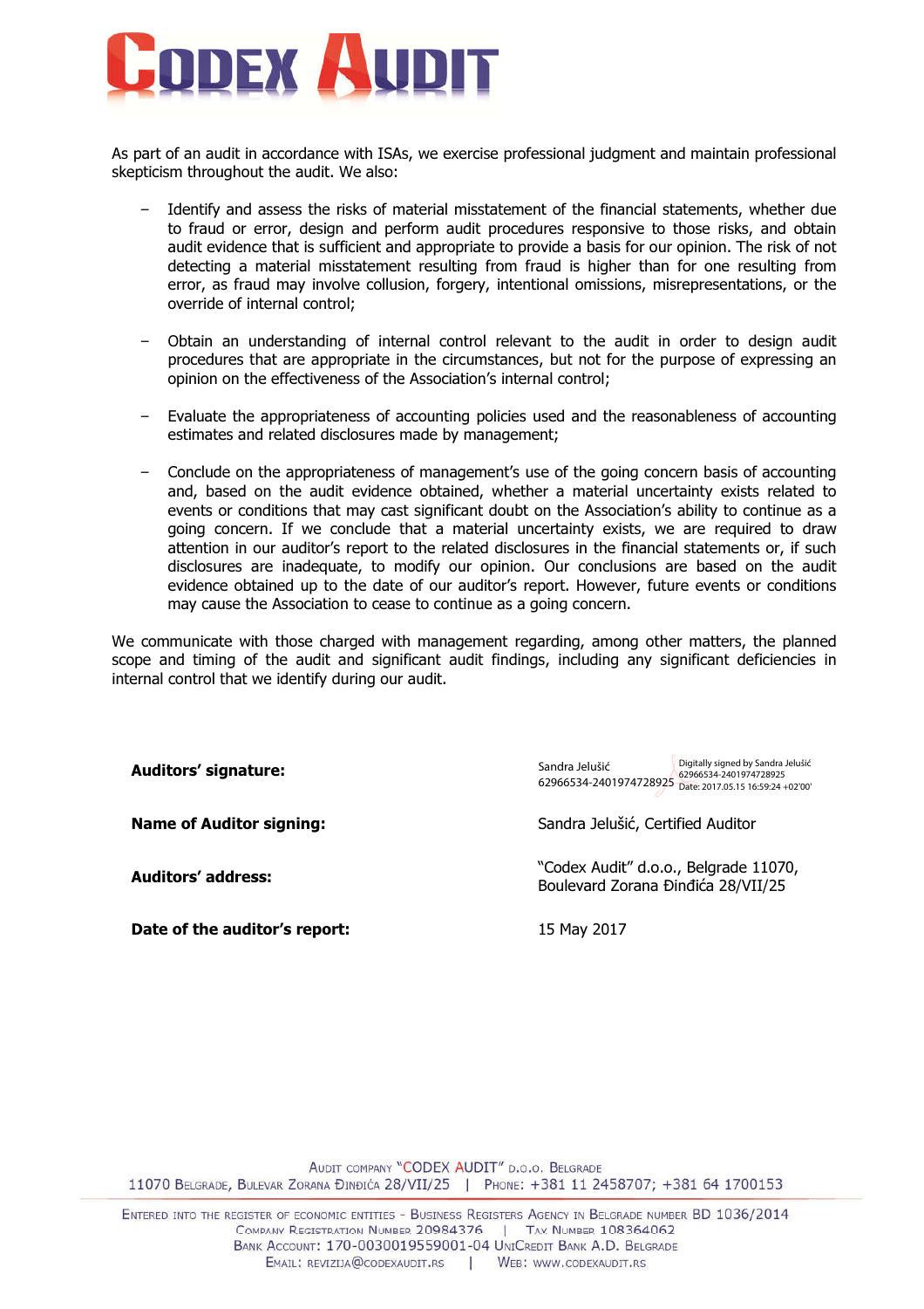As part of an audit in accordance with ISAs, we exercise professional judgment and maintain professional skepticism throughout the audit. We also:

- Identify and assess the risks of material misstatement of the financial statements, whether due to fraud or error, design and perform audit procedures responsive to those risks, and obtain audit evidence that is sufficient and appropriate to provide a basis for our opinion. The risk of not detecting a material misstatement resulting from fraud is higher than for one resulting from error, as fraud may involve collusion, forgery, intentional omissions, misrepresentations, or the override of internal control;

- Obtain an understanding of internal control relevant to the audit in order to design audit procedures that are appropriate in the circumstances, but not for the purpose of expressing an opinion on the effectiveness of the Association's internal control;

- Evaluate the appropriateness of accounting policies used and the reasonableness of accounting estimates and related disclosures made by management;

- Conclude on the appropriateness of management's use of the going concern basis of accounting and, based on the audit evidence obtained, whether a material uncertainty exists related to events or conditions that may cast significant doubt on the Association's ability to continue as a going concern. If we conclude that a material uncertainty exists, we are required to draw attention in our auditor's report to the related disclosures in the financial statements or, if such disclosures are inadequate, to modify our opinion. Our conclusions are based on the audit evidence obtained up to the date of our auditor's report. However, future events or conditions may cause the Association to cease to continue as a going concern.

We communicate with those charged with management regarding, among other matters, the planned scope and timing of the audit and significant audit findings, including any significant deficiencies in internal control that we identify during our audit.

| | |
|---|---|
| **Auditors' signature:** | Sandra Jelušić 62966534-2401974728925 Digitally signed by Sandra Jelušić 62966534-2401974728925 Date: 2017.05.15 16:59:24 +02'00' |
| **Name of Auditor signing:** | Sandra Jelušić, Certified Auditor |
| **Auditors' address:** | "Codex Audit" d.o.o., Belgrade 11070, Boulevard Zorana Đinđića 28/VII/25 |
| **Date of the auditor's report:** | 15 May 2017 |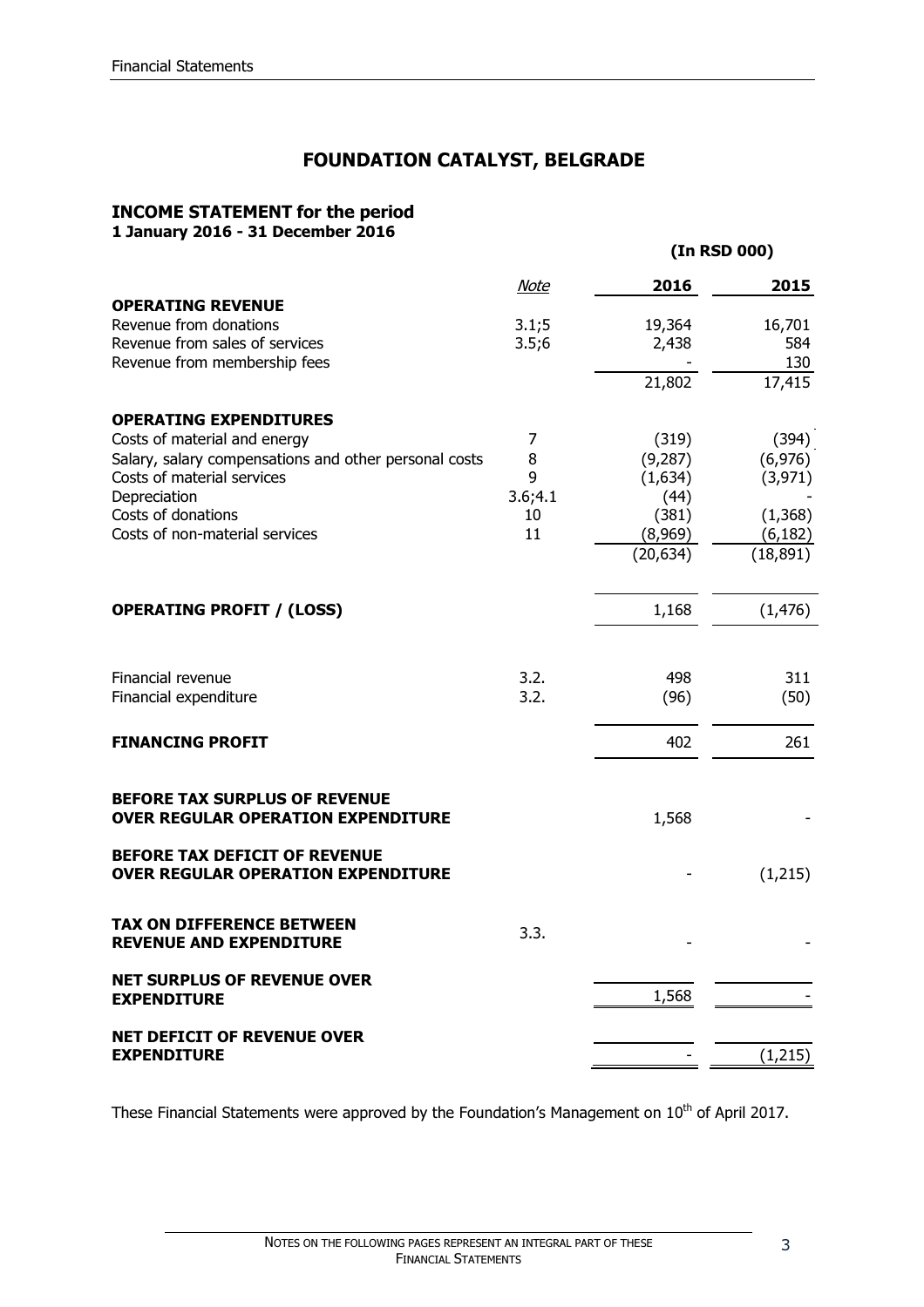# FOUNDATION CATALYST, BELGRADE

## INCOME STATEMENT for the period

**1 January 2016 - 31 December 2016**

**(In RSD 000)**

| | *Note* | 2016 | 2015 |
|---|---|---|---|
| **OPERATING REVENUE** | | | |
| Revenue from donations | 3.1;5 | 19,364 | 16,701 |
| Revenue from sales of services | 3.5;6 | 2,438 | 584 |
| Revenue from membership fees | | - | 130 |
| | | 21,802 | 17,415 |
| **OPERATING EXPENDITURES** | | | |
| Costs of material and energy | 7 | (319) | (394) |
| Salary, salary compensations and other personal costs | 8 | (9,287) | (6,976) |
| Costs of material services | 9 | (1,634) | (3,971) |
| Depreciation | 3.6;4.1 | (44) | - |
| Costs of donations | 10 | (381) | (1,368) |
| Costs of non-material services | 11 | (8,969) | (6,182) |
| | | (20,634) | (18,891) |
| **OPERATING PROFIT / (LOSS)** | | 1,168 | (1,476) |
| Financial revenue | 3.2. | 498 | 311 |
| Financial expenditure | 3.2. | (96) | (50) |
| **FINANCING PROFIT** | | 402 | 261 |
| **BEFORE TAX SURPLUS OF REVENUE OVER REGULAR OPERATION EXPENDITURE** | | 1,568 | - |
| **BEFORE TAX DEFICIT OF REVENUE OVER REGULAR OPERATION EXPENDITURE** | | - | (1,215) |
| **TAX ON DIFFERENCE BETWEEN REVENUE AND EXPENDITURE** | 3.3. | - | - |
| **NET SURPLUS OF REVENUE OVER EXPENDITURE** | | 1,568 | - |
| **NET DEFICIT OF REVENUE OVER EXPENDITURE** | | - | (1,215) |

These Financial Statements were approved by the Foundation's Management on 10th of April 2017.

NOTES ON THE FOLLOWING PAGES REPRESENT AN INTEGRAL PART OF THESE FINANCIAL STATEMENTS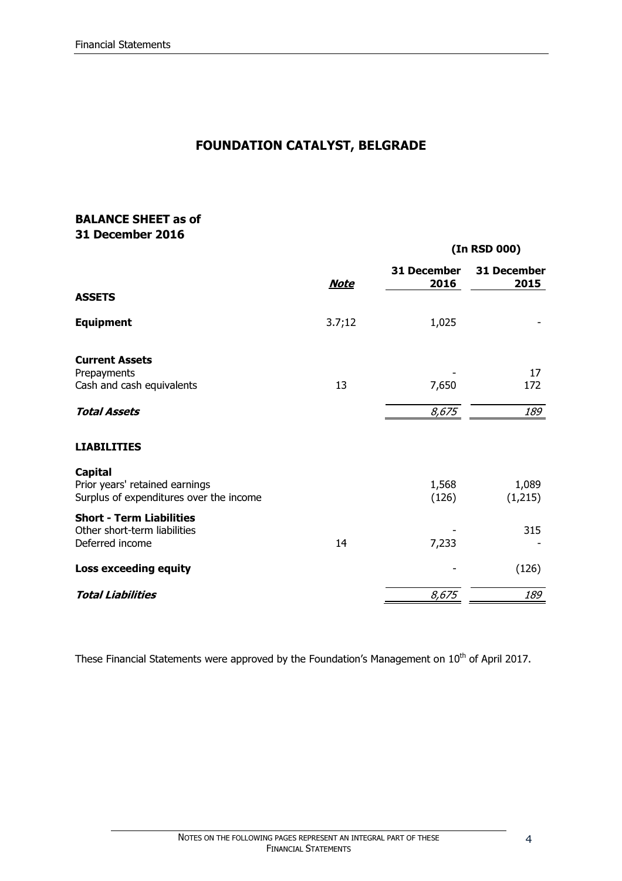# FOUNDATION CATALYST, BELGRADE

## BALANCE SHEET as of 31 December 2016

**(In RSD 000)**

| | *Note* | 31 December 2016 | 31 December 2015 |
|---|---|---|---|
| **ASSETS** | | | |
| **Equipment** | 3.7;12 | 1,025 | - |
| **Current Assets** | | | |
| Prepayments | | - | 17 |
| Cash and cash equivalents | 13 | 7,650 | 172 |
| ***Total Assets*** | | *8,675* | *189* |
| **LIABILITIES** | | | |
| **Capital** | | | |
| Prior years' retained earnings | | 1,568 | 1,089 |
| Surplus of expenditures over the income | | (126) | (1,215) |
| **Short - Term Liabilities** | | | |
| Other short-term liabilities | | - | 315 |
| Deferred income | 14 | 7,233 | - |
| **Loss exceeding equity** | | - | (126) |
| ***Total Liabilities*** | | *8,675* | *189* |

These Financial Statements were approved by the Foundation's Management on 10th of April 2017.

Notes on the following pages represent an integral part of these Financial Statements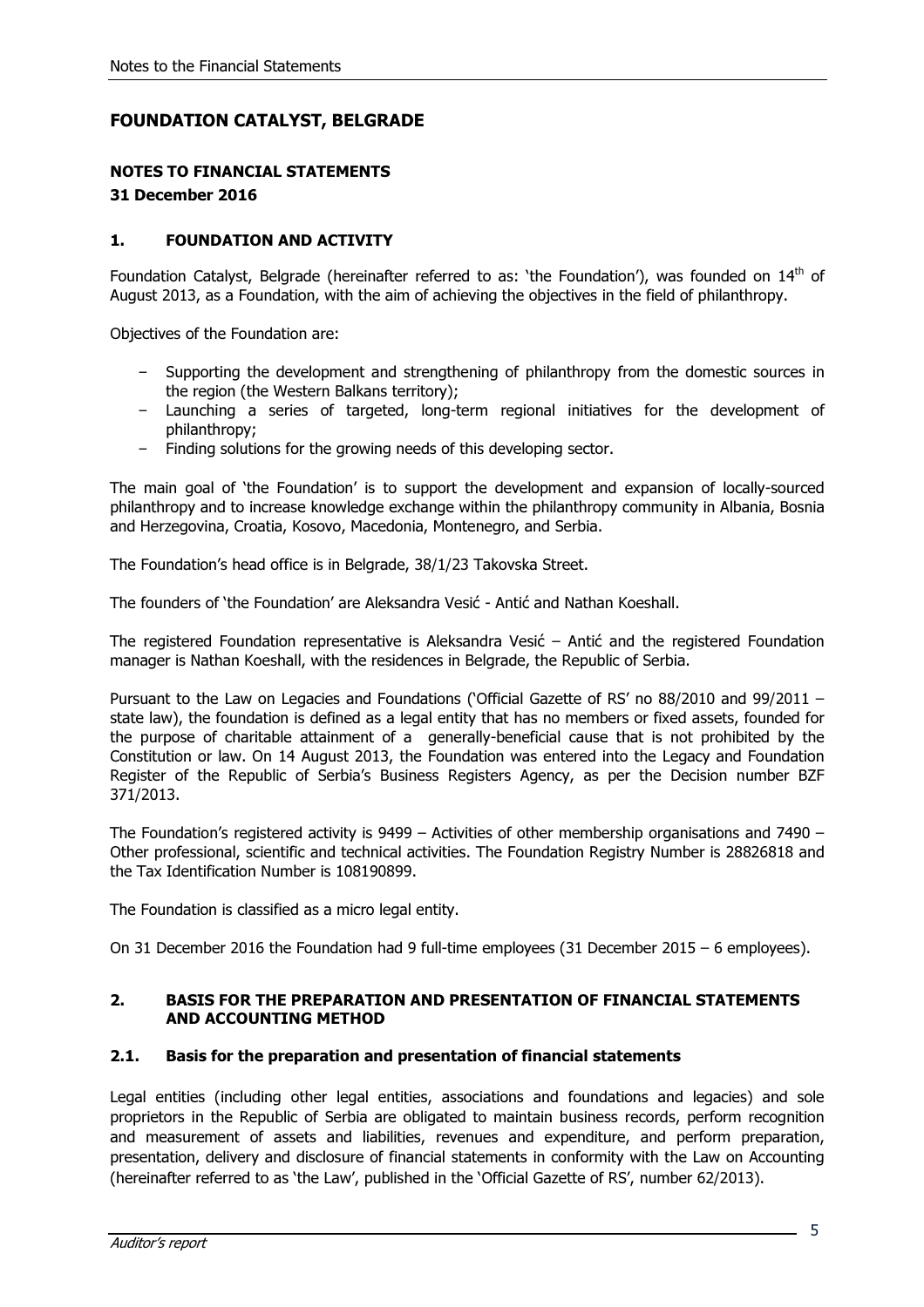# FOUNDATION CATALYST, BELGRADE

## NOTES TO FINANCIAL STATEMENTS

**31 December 2016**

### 1. FOUNDATION AND ACTIVITY

Foundation Catalyst, Belgrade (hereinafter referred to as: 'the Foundation'), was founded on 14th of August 2013, as a Foundation, with the aim of achieving the objectives in the field of philanthropy.

Objectives of the Foundation are:

- Supporting the development and strengthening of philanthropy from the domestic sources in the region (the Western Balkans territory);
- Launching a series of targeted, long-term regional initiatives for the development of philanthropy;
- Finding solutions for the growing needs of this developing sector.

The main goal of 'the Foundation' is to support the development and expansion of locally-sourced philanthropy and to increase knowledge exchange within the philanthropy community in Albania, Bosnia and Herzegovina, Croatia, Kosovo, Macedonia, Montenegro, and Serbia.

The Foundation's head office is in Belgrade, 38/1/23 Takovska Street.

The founders of 'the Foundation' are Aleksandra Vesić - Antić and Nathan Koeshall.

The registered Foundation representative is Aleksandra Vesić – Antić and the registered Foundation manager is Nathan Koeshall, with the residences in Belgrade, the Republic of Serbia.

Pursuant to the Law on Legacies and Foundations ('Official Gazette of RS' no 88/2010 and 99/2011 – state law), the foundation is defined as a legal entity that has no members or fixed assets, founded for the purpose of charitable attainment of a generally-beneficial cause that is not prohibited by the Constitution or law. On 14 August 2013, the Foundation was entered into the Legacy and Foundation Register of the Republic of Serbia's Business Registers Agency, as per the Decision number BZF 371/2013.

The Foundation's registered activity is 9499 – Activities of other membership organisations and 7490 – Other professional, scientific and technical activities. The Foundation Registry Number is 28826818 and the Tax Identification Number is 108190899.

The Foundation is classified as a micro legal entity.

On 31 December 2016 the Foundation had 9 full-time employees (31 December 2015 – 6 employees).

### 2. BASIS FOR THE PREPARATION AND PRESENTATION OF FINANCIAL STATEMENTS AND ACCOUNTING METHOD

#### 2.1. Basis for the preparation and presentation of financial statements

Legal entities (including other legal entities, associations and foundations and legacies) and sole proprietors in the Republic of Serbia are obligated to maintain business records, perform recognition and measurement of assets and liabilities, revenues and expenditure, and perform preparation, presentation, delivery and disclosure of financial statements in conformity with the Law on Accounting (hereinafter referred to as 'the Law', published in the 'Official Gazette of RS', number 62/2013).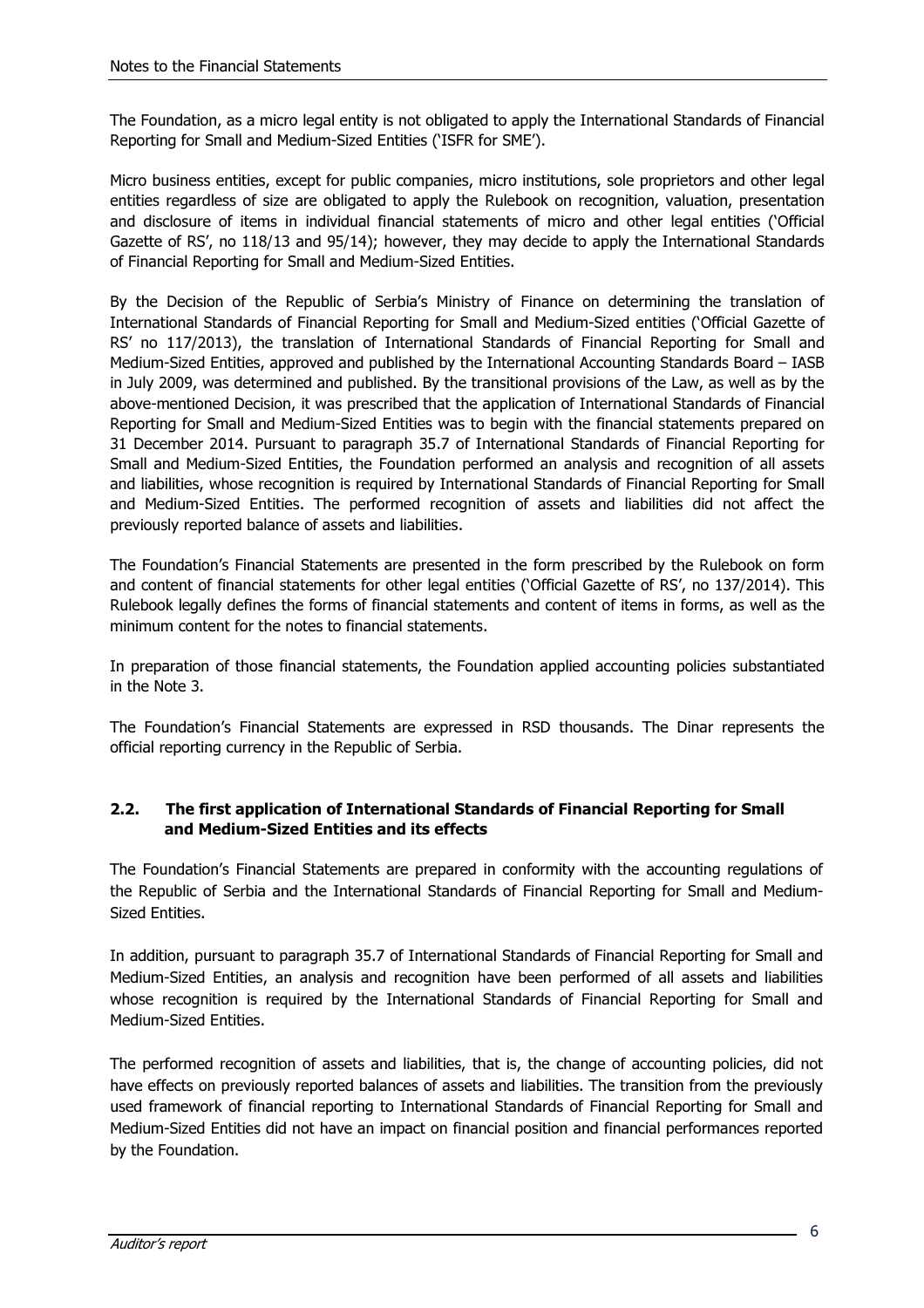The Foundation, as a micro legal entity is not obligated to apply the International Standards of Financial Reporting for Small and Medium-Sized Entities ('ISFR for SME').

Micro business entities, except for public companies, micro institutions, sole proprietors and other legal entities regardless of size are obligated to apply the Rulebook on recognition, valuation, presentation and disclosure of items in individual financial statements of micro and other legal entities ('Official Gazette of RS', no 118/13 and 95/14); however, they may decide to apply the International Standards of Financial Reporting for Small and Medium-Sized Entities.

By the Decision of the Republic of Serbia's Ministry of Finance on determining the translation of International Standards of Financial Reporting for Small and Medium-Sized entities ('Official Gazette of RS' no 117/2013), the translation of International Standards of Financial Reporting for Small and Medium-Sized Entities, approved and published by the International Accounting Standards Board – IASB in July 2009, was determined and published. By the transitional provisions of the Law, as well as by the above-mentioned Decision, it was prescribed that the application of International Standards of Financial Reporting for Small and Medium-Sized Entities was to begin with the financial statements prepared on 31 December 2014. Pursuant to paragraph 35.7 of International Standards of Financial Reporting for Small and Medium-Sized Entities, the Foundation performed an analysis and recognition of all assets and liabilities, whose recognition is required by International Standards of Financial Reporting for Small and Medium-Sized Entities. The performed recognition of assets and liabilities did not affect the previously reported balance of assets and liabilities.

The Foundation's Financial Statements are presented in the form prescribed by the Rulebook on form and content of financial statements for other legal entities ('Official Gazette of RS', no 137/2014). This Rulebook legally defines the forms of financial statements and content of items in forms, as well as the minimum content for the notes to financial statements.

In preparation of those financial statements, the Foundation applied accounting policies substantiated in the Note 3.

The Foundation's Financial Statements are expressed in RSD thousands. The Dinar represents the official reporting currency in the Republic of Serbia.

### 2.2. The first application of International Standards of Financial Reporting for Small and Medium-Sized Entities and its effects

The Foundation's Financial Statements are prepared in conformity with the accounting regulations of the Republic of Serbia and the International Standards of Financial Reporting for Small and Medium-Sized Entities.

In addition, pursuant to paragraph 35.7 of International Standards of Financial Reporting for Small and Medium-Sized Entities, an analysis and recognition have been performed of all assets and liabilities whose recognition is required by the International Standards of Financial Reporting for Small and Medium-Sized Entities.

The performed recognition of assets and liabilities, that is, the change of accounting policies, did not have effects on previously reported balances of assets and liabilities. The transition from the previously used framework of financial reporting to International Standards of Financial Reporting for Small and Medium-Sized Entities did not have an impact on financial position and financial performances reported by the Foundation.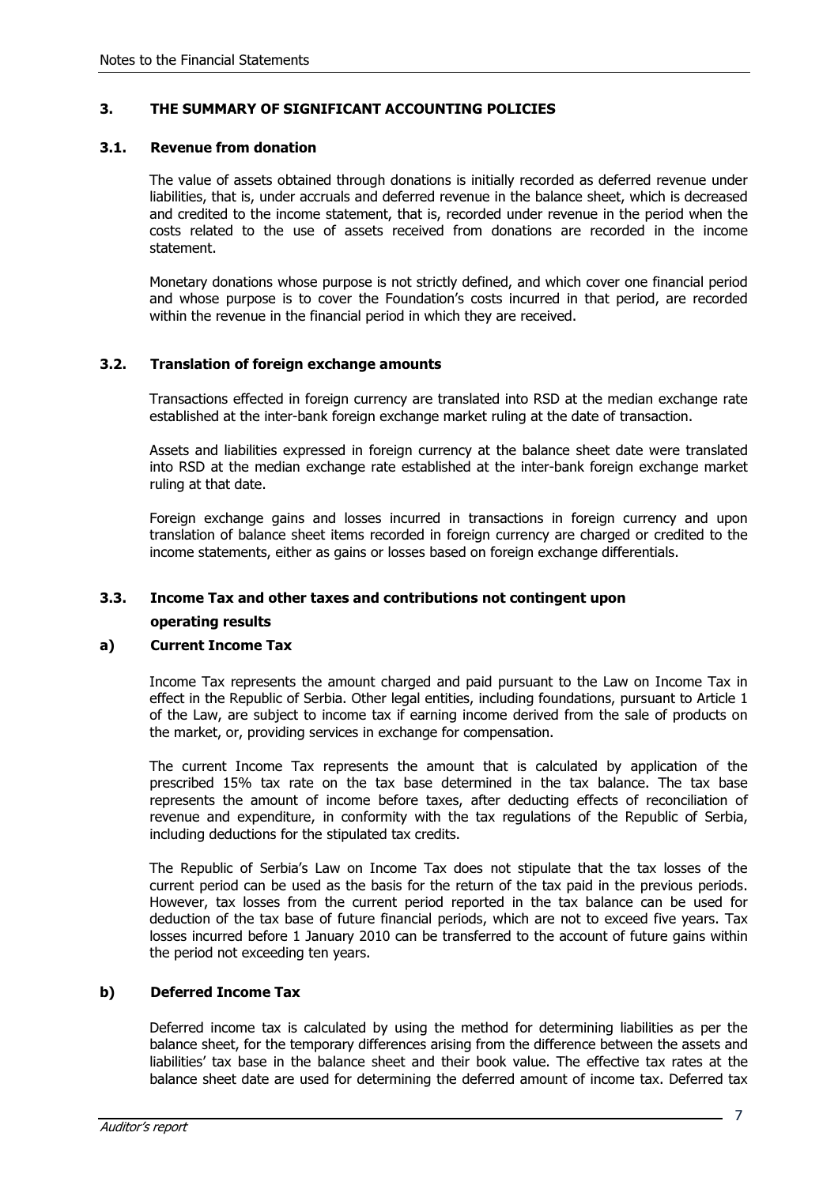## 3. THE SUMMARY OF SIGNIFICANT ACCOUNTING POLICIES

### 3.1. Revenue from donation

The value of assets obtained through donations is initially recorded as deferred revenue under liabilities, that is, under accruals and deferred revenue in the balance sheet, which is decreased and credited to the income statement, that is, recorded under revenue in the period when the costs related to the use of assets received from donations are recorded in the income statement.

Monetary donations whose purpose is not strictly defined, and which cover one financial period and whose purpose is to cover the Foundation's costs incurred in that period, are recorded within the revenue in the financial period in which they are received.

### 3.2. Translation of foreign exchange amounts

Transactions effected in foreign currency are translated into RSD at the median exchange rate established at the inter-bank foreign exchange market ruling at the date of transaction.

Assets and liabilities expressed in foreign currency at the balance sheet date were translated into RSD at the median exchange rate established at the inter-bank foreign exchange market ruling at that date.

Foreign exchange gains and losses incurred in transactions in foreign currency and upon translation of balance sheet items recorded in foreign currency are charged or credited to the income statements, either as gains or losses based on foreign exchange differentials.

### 3.3. Income Tax and other taxes and contributions not contingent upon operating results

#### a) Current Income Tax

Income Tax represents the amount charged and paid pursuant to the Law on Income Tax in effect in the Republic of Serbia. Other legal entities, including foundations, pursuant to Article 1 of the Law, are subject to income tax if earning income derived from the sale of products on the market, or, providing services in exchange for compensation.

The current Income Tax represents the amount that is calculated by application of the prescribed 15% tax rate on the tax base determined in the tax balance. The tax base represents the amount of income before taxes, after deducting effects of reconciliation of revenue and expenditure, in conformity with the tax regulations of the Republic of Serbia, including deductions for the stipulated tax credits.

The Republic of Serbia's Law on Income Tax does not stipulate that the tax losses of the current period can be used as the basis for the return of the tax paid in the previous periods. However, tax losses from the current period reported in the tax balance can be used for deduction of the tax base of future financial periods, which are not to exceed five years. Tax losses incurred before 1 January 2010 can be transferred to the account of future gains within the period not exceeding ten years.

#### b) Deferred Income Tax

Deferred income tax is calculated by using the method for determining liabilities as per the balance sheet, for the temporary differences arising from the difference between the assets and liabilities' tax base in the balance sheet and their book value. The effective tax rates at the balance sheet date are used for determining the deferred amount of income tax. Deferred tax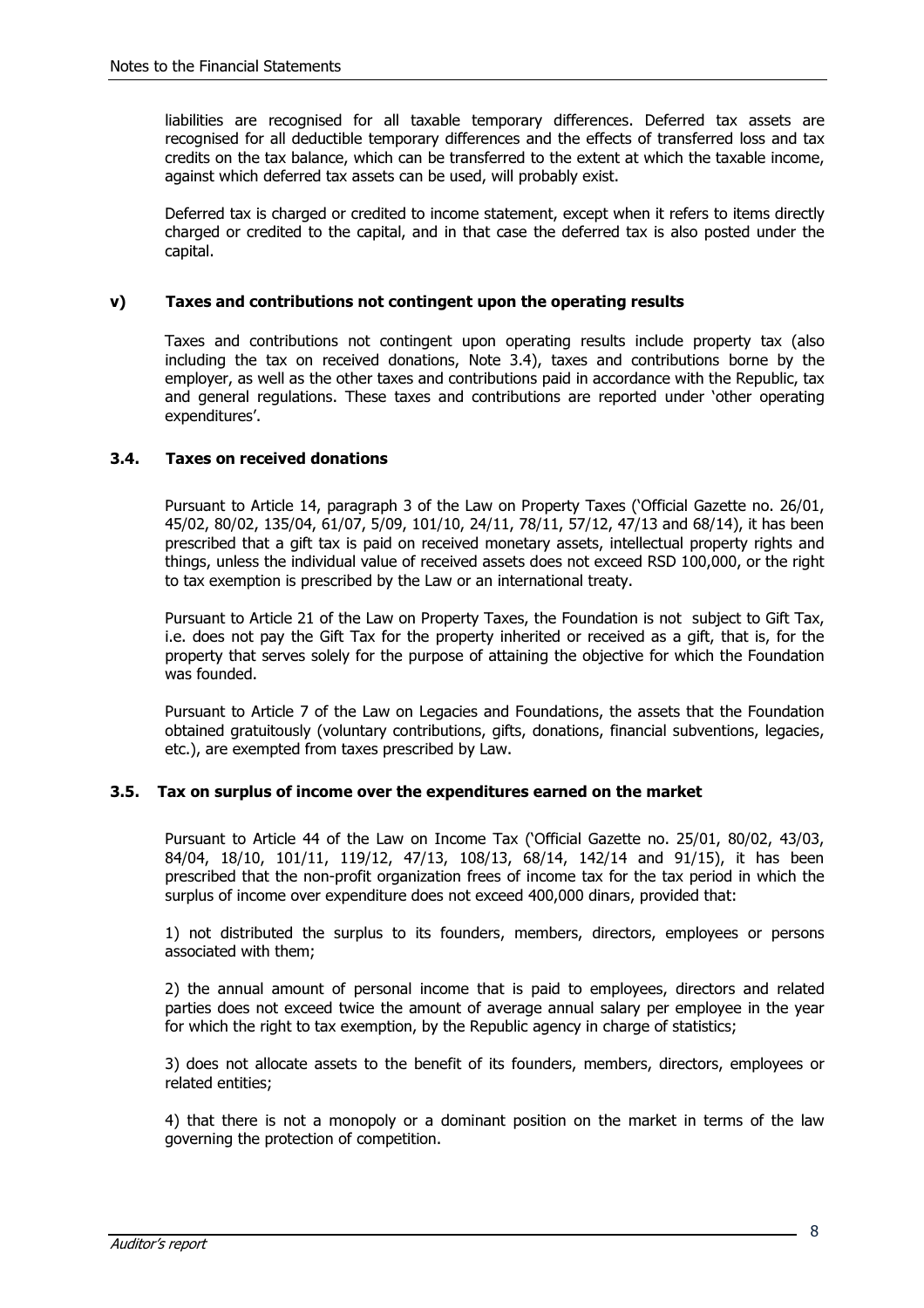liabilities are recognised for all taxable temporary differences. Deferred tax assets are recognised for all deductible temporary differences and the effects of transferred loss and tax credits on the tax balance, which can be transferred to the extent at which the taxable income, against which deferred tax assets can be used, will probably exist.

Deferred tax is charged or credited to income statement, except when it refers to items directly charged or credited to the capital, and in that case the deferred tax is also posted under the capital.

#### v) Taxes and contributions not contingent upon the operating results

Taxes and contributions not contingent upon operating results include property tax (also including the tax on received donations, Note 3.4), taxes and contributions borne by the employer, as well as the other taxes and contributions paid in accordance with the Republic, tax and general regulations. These taxes and contributions are reported under 'other operating expenditures'.

### 3.4. Taxes on received donations

Pursuant to Article 14, paragraph 3 of the Law on Property Taxes ('Official Gazette no. 26/01, 45/02, 80/02, 135/04, 61/07, 5/09, 101/10, 24/11, 78/11, 57/12, 47/13 and 68/14), it has been prescribed that a gift tax is paid on received monetary assets, intellectual property rights and things, unless the individual value of received assets does not exceed RSD 100,000, or the right to tax exemption is prescribed by the Law or an international treaty.

Pursuant to Article 21 of the Law on Property Taxes, the Foundation is not subject to Gift Tax, i.e. does not pay the Gift Tax for the property inherited or received as a gift, that is, for the property that serves solely for the purpose of attaining the objective for which the Foundation was founded.

Pursuant to Article 7 of the Law on Legacies and Foundations, the assets that the Foundation obtained gratuitously (voluntary contributions, gifts, donations, financial subventions, legacies, etc.), are exempted from taxes prescribed by Law.

### 3.5. Tax on surplus of income over the expenditures earned on the market

Pursuant to Article 44 of the Law on Income Tax ('Official Gazette no. 25/01, 80/02, 43/03, 84/04, 18/10, 101/11, 119/12, 47/13, 108/13, 68/14, 142/14 and 91/15), it has been prescribed that the non-profit organization frees of income tax for the tax period in which the surplus of income over expenditure does not exceed 400,000 dinars, provided that:

1) not distributed the surplus to its founders, members, directors, employees or persons associated with them;

2) the annual amount of personal income that is paid to employees, directors and related parties does not exceed twice the amount of average annual salary per employee in the year for which the right to tax exemption, by the Republic agency in charge of statistics;

3) does not allocate assets to the benefit of its founders, members, directors, employees or related entities;

4) that there is not a monopoly or a dominant position on the market in terms of the law governing the protection of competition.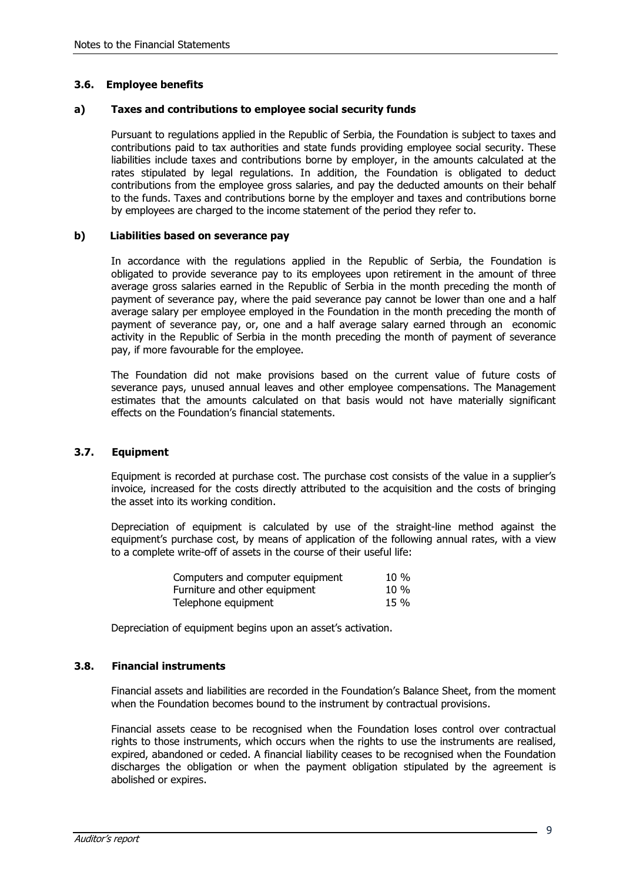### 3.6. Employee benefits

#### a) Taxes and contributions to employee social security funds

Pursuant to regulations applied in the Republic of Serbia, the Foundation is subject to taxes and contributions paid to tax authorities and state funds providing employee social security. These liabilities include taxes and contributions borne by employer, in the amounts calculated at the rates stipulated by legal regulations. In addition, the Foundation is obligated to deduct contributions from the employee gross salaries, and pay the deducted amounts on their behalf to the funds. Taxes and contributions borne by the employer and taxes and contributions borne by employees are charged to the income statement of the period they refer to.

#### b) Liabilities based on severance pay

In accordance with the regulations applied in the Republic of Serbia, the Foundation is obligated to provide severance pay to its employees upon retirement in the amount of three average gross salaries earned in the Republic of Serbia in the month preceding the month of payment of severance pay, where the paid severance pay cannot be lower than one and a half average salary per employee employed in the Foundation in the month preceding the month of payment of severance pay, or, one and a half average salary earned through an economic activity in the Republic of Serbia in the month preceding the month of payment of severance pay, if more favourable for the employee.

The Foundation did not make provisions based on the current value of future costs of severance pays, unused annual leaves and other employee compensations. The Management estimates that the amounts calculated on that basis would not have materially significant effects on the Foundation's financial statements.

### 3.7. Equipment

Equipment is recorded at purchase cost. The purchase cost consists of the value in a supplier's invoice, increased for the costs directly attributed to the acquisition and the costs of bringing the asset into its working condition.

Depreciation of equipment is calculated by use of the straight-line method against the equipment's purchase cost, by means of application of the following annual rates, with a view to a complete write-off of assets in the course of their useful life:

| | |
|---|---|
| Computers and computer equipment | 10 % |
| Furniture and other equipment | 10 % |
| Telephone equipment | 15 % |

Depreciation of equipment begins upon an asset's activation.

### 3.8. Financial instruments

Financial assets and liabilities are recorded in the Foundation's Balance Sheet, from the moment when the Foundation becomes bound to the instrument by contractual provisions.

Financial assets cease to be recognised when the Foundation loses control over contractual rights to those instruments, which occurs when the rights to use the instruments are realised, expired, abandoned or ceded. A financial liability ceases to be recognised when the Foundation discharges the obligation or when the payment obligation stipulated by the agreement is abolished or expires.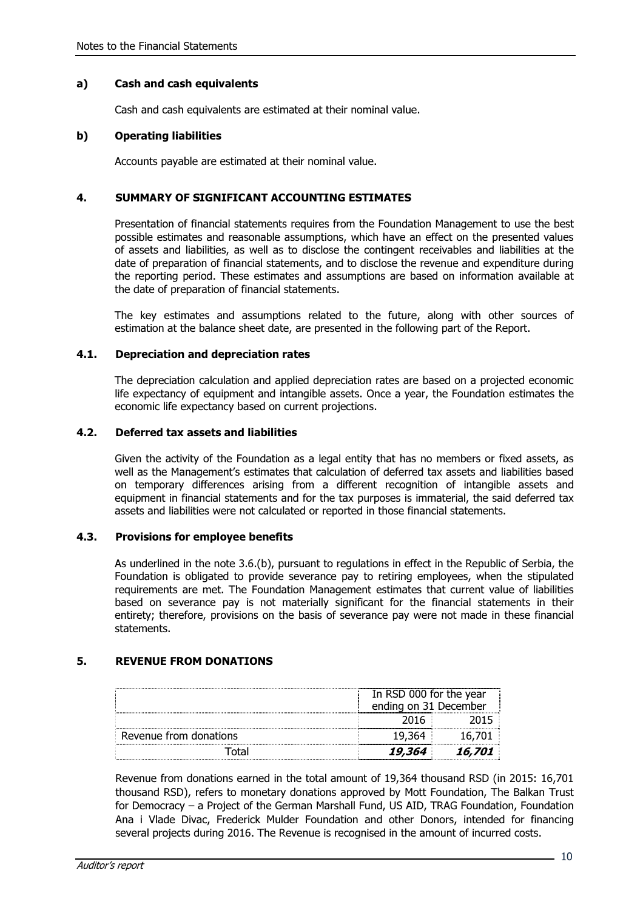**a) Cash and cash equivalents**

Cash and cash equivalents are estimated at their nominal value.

**b) Operating liabilities**

Accounts payable are estimated at their nominal value.

## 4. SUMMARY OF SIGNIFICANT ACCOUNTING ESTIMATES

Presentation of financial statements requires from the Foundation Management to use the best possible estimates and reasonable assumptions, which have an effect on the presented values of assets and liabilities, as well as to disclose the contingent receivables and liabilities at the date of preparation of financial statements, and to disclose the revenue and expenditure during the reporting period. These estimates and assumptions are based on information available at the date of preparation of financial statements.

The key estimates and assumptions related to the future, along with other sources of estimation at the balance sheet date, are presented in the following part of the Report.

### 4.1. Depreciation and depreciation rates

The depreciation calculation and applied depreciation rates are based on a projected economic life expectancy of equipment and intangible assets. Once a year, the Foundation estimates the economic life expectancy based on current projections.

### 4.2. Deferred tax assets and liabilities

Given the activity of the Foundation as a legal entity that has no members or fixed assets, as well as the Management's estimates that calculation of deferred tax assets and liabilities based on temporary differences arising from a different recognition of intangible assets and equipment in financial statements and for the tax purposes is immaterial, the said deferred tax assets and liabilities were not calculated or reported in those financial statements.

### 4.3. Provisions for employee benefits

As underlined in the note 3.6.(b), pursuant to regulations in effect in the Republic of Serbia, the Foundation is obligated to provide severance pay to retiring employees, when the stipulated requirements are met. The Foundation Management estimates that current value of liabilities based on severance pay is not materially significant for the financial statements in their entirety; therefore, provisions on the basis of severance pay were not made in these financial statements.

## 5. REVENUE FROM DONATIONS

| | In RSD 000 for the year ending on 31 December | |
|---|---|---|
| | 2016 | 2015 |
| Revenue from donations | 19,364 | 16,701 |
| Total | ***19,364*** | ***16,701*** |

Revenue from donations earned in the total amount of 19,364 thousand RSD (in 2015: 16,701 thousand RSD), refers to monetary donations approved by Mott Foundation, The Balkan Trust for Democracy – a Project of the German Marshall Fund, US AID, TRAG Foundation, Foundation Ana i Vlade Divac, Frederick Mulder Foundation and other Donors, intended for financing several projects during 2016. The Revenue is recognised in the amount of incurred costs.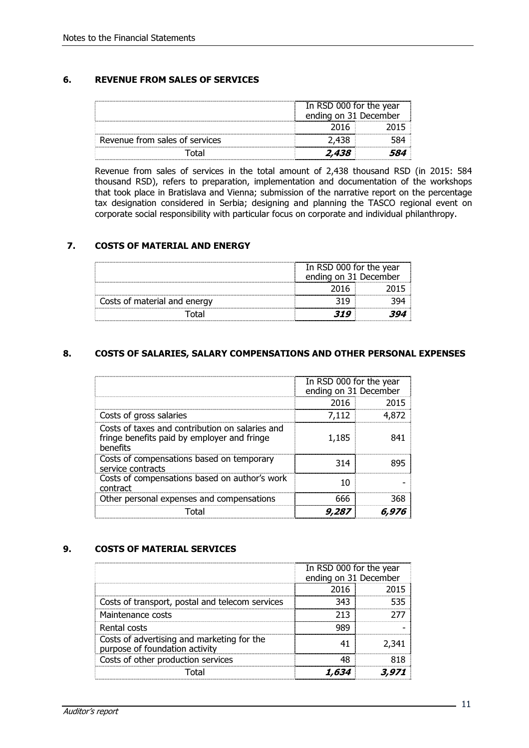## 6. REVENUE FROM SALES OF SERVICES

| | In RSD 000 for the year ending on 31 December | |
|---|---|---|
| | 2016 | 2015 |
| Revenue from sales of services | 2,438 | 584 |
| Total | ***2,438*** | ***584*** |

Revenue from sales of services in the total amount of 2,438 thousand RSD (in 2015: 584 thousand RSD), refers to preparation, implementation and documentation of the workshops that took place in Bratislava and Vienna; submission of the narrative report on the percentage tax designation considered in Serbia; designing and planning the TASCO regional event on corporate social responsibility with particular focus on corporate and individual philanthropy.

## 7. COSTS OF MATERIAL AND ENERGY

| | In RSD 000 for the year ending on 31 December | |
|---|---|---|
| | 2016 | 2015 |
| Costs of material and energy | 319 | 394 |
| Total | ***319*** | ***394*** |

## 8. COSTS OF SALARIES, SALARY COMPENSATIONS AND OTHER PERSONAL EXPENSES

| | In RSD 000 for the year ending on 31 December | |
|---|---|---|
| | 2016 | 2015 |
| Costs of gross salaries | 7,112 | 4,872 |
| Costs of taxes and contribution on salaries and fringe benefits paid by employer and fringe benefits | 1,185 | 841 |
| Costs of compensations based on temporary service contracts | 314 | 895 |
| Costs of compensations based on author's work contract | 10 | - |
| Other personal expenses and compensations | 666 | 368 |
| Total | ***9,287*** | ***6,976*** |

## 9. COSTS OF MATERIAL SERVICES

| | In RSD 000 for the year ending on 31 December | |
|---|---|---|
| | 2016 | 2015 |
| Costs of transport, postal and telecom services | 343 | 535 |
| Maintenance costs | 213 | 277 |
| Rental costs | 989 | - |
| Costs of advertising and marketing for the purpose of foundation activity | 41 | 2,341 |
| Costs of other production services | 48 | 818 |
| Total | ***1,634*** | ***3,971*** |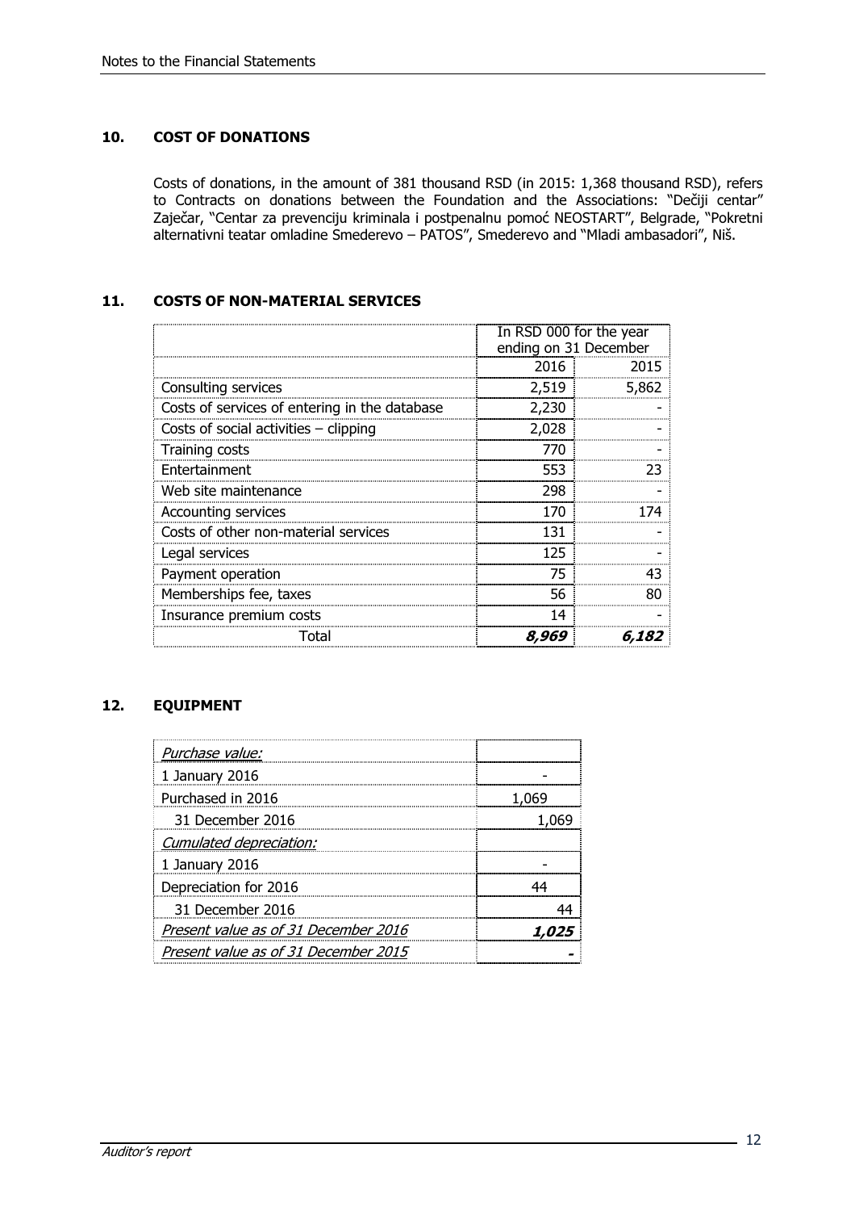## 10. COST OF DONATIONS

Costs of donations, in the amount of 381 thousand RSD (in 2015: 1,368 thousand RSD), refers to Contracts on donations between the Foundation and the Associations: "Dečiji centar" Zaječar, "Centar za prevenciju kriminala i postpenalnu pomoć NEOSTART", Belgrade, "Pokretni alternativni teatar omladine Smederevo – PATOS", Smederevo and "Mladi ambasadori", Niš.

## 11. COSTS OF NON-MATERIAL SERVICES

| | In RSD 000 for the year ending on 31 December | |
|---|---|---|
| | 2016 | 2015 |
| Consulting services | 2,519 | 5,862 |
| Costs of services of entering in the database | 2,230 | - |
| Costs of social activities – clipping | 2,028 | - |
| Training costs | 770 | - |
| Entertainment | 553 | 23 |
| Web site maintenance | 298 | - |
| Accounting services | 170 | 174 |
| Costs of other non-material services | 131 | - |
| Legal services | 125 | - |
| Payment operation | 75 | 43 |
| Memberships fee, taxes | 56 | 80 |
| Insurance premium costs | 14 | - |
| Total | ***8,969*** | ***6,182*** |

## 12. EQUIPMENT

| | |
|---|---|
| *Purchase value:* | |
| 1 January 2016 | - |
| Purchased in 2016 | 1,069 |
| 31 December 2016 | 1,069 |
| *Cumulated depreciation:* | |
| 1 January 2016 | - |
| Depreciation for 2016 | 44 |
| 31 December 2016 | 44 |
| *Present value as of 31 December 2016* | ***1,025*** |
| *Present value as of 31 December 2015* | ***-*** |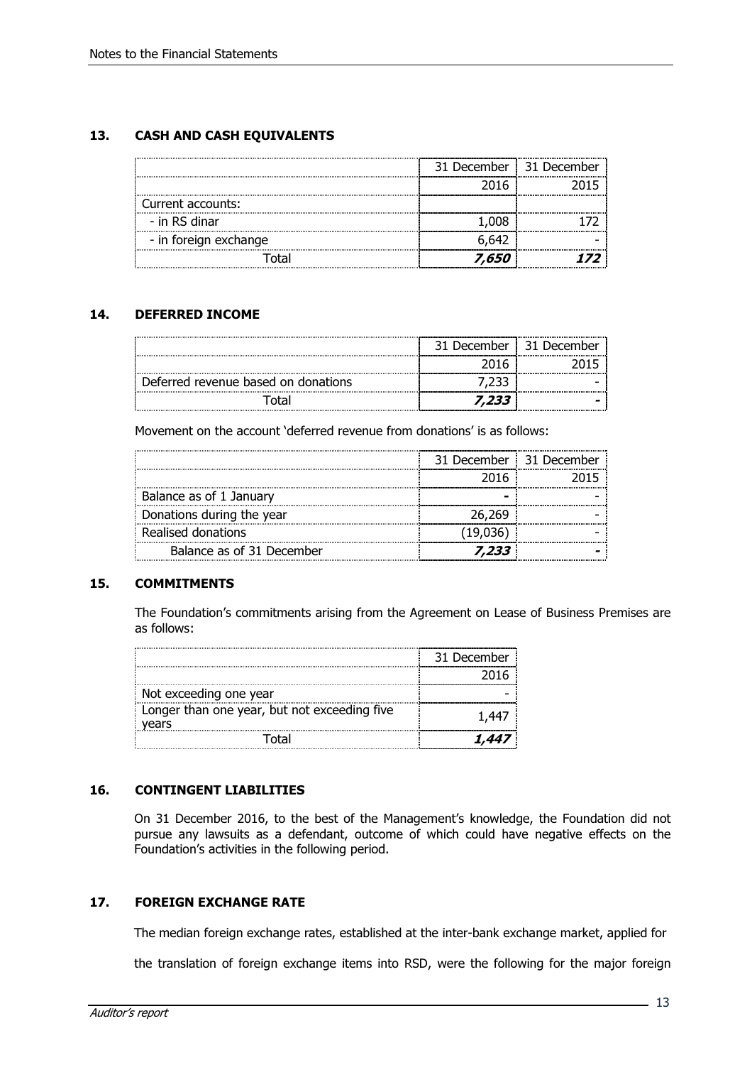## 13. CASH AND CASH EQUIVALENTS

| | 31 December 2016 | 31 December 2015 |
|---|---|---|
| Current accounts: | | |
| - in RS dinar | 1,008 | 172 |
| - in foreign exchange | 6,642 | - |
| Total | ***7,650*** | ***172*** |

## 14. DEFERRED INCOME

| | 31 December 2016 | 31 December 2015 |
|---|---|---|
| Deferred revenue based on donations | 7,233 | - |
| Total | ***7,233*** | ***-*** |

Movement on the account 'deferred revenue from donations' is as follows:

| | 31 December 2016 | 31 December 2015 |
|---|---|---|
| Balance as of 1 January | - | - |
| Donations during the year | 26,269 | - |
| Realised donations | (19,036) | - |
| Balance as of 31 December | ***7,233*** | ***-*** |

## 15. COMMITMENTS

The Foundation's commitments arising from the Agreement on Lease of Business Premises are as follows:

| | 31 December 2016 |
|---|---|
| Not exceeding one year | - |
| Longer than one year, but not exceeding five years | 1,447 |
| Total | ***1,447*** |

## 16. CONTINGENT LIABILITIES

On 31 December 2016, to the best of the Management's knowledge, the Foundation did not pursue any lawsuits as a defendant, outcome of which could have negative effects on the Foundation's activities in the following period.

## 17. FOREIGN EXCHANGE RATE

The median foreign exchange rates, established at the inter-bank exchange market, applied for the translation of foreign exchange items into RSD, were the following for the major foreign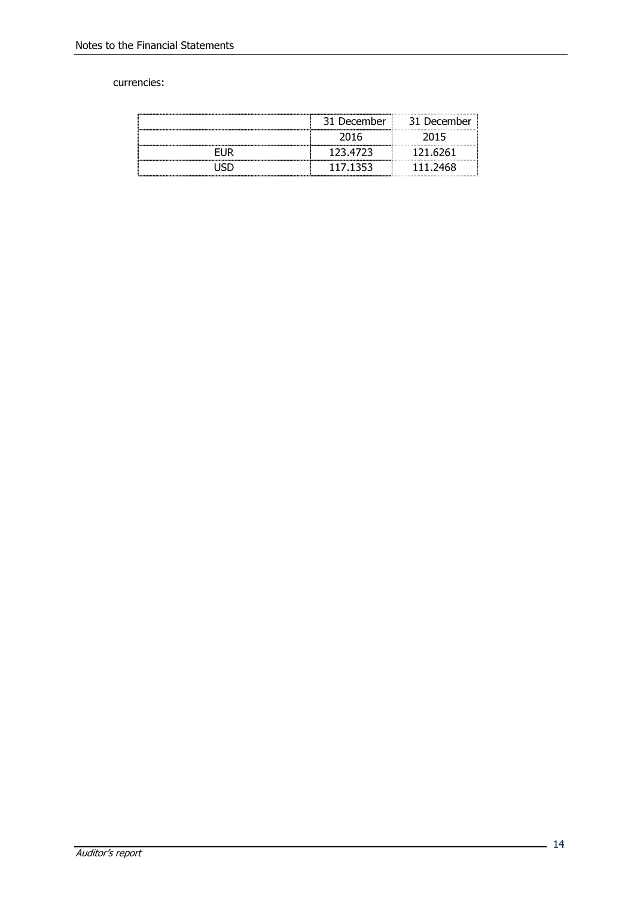currencies:

| | 31 December 2016 | 31 December 2015 |
|---|---|---|
| EUR | 123.4723 | 121.6261 |
| USD | 117.1353 | 111.2468 |